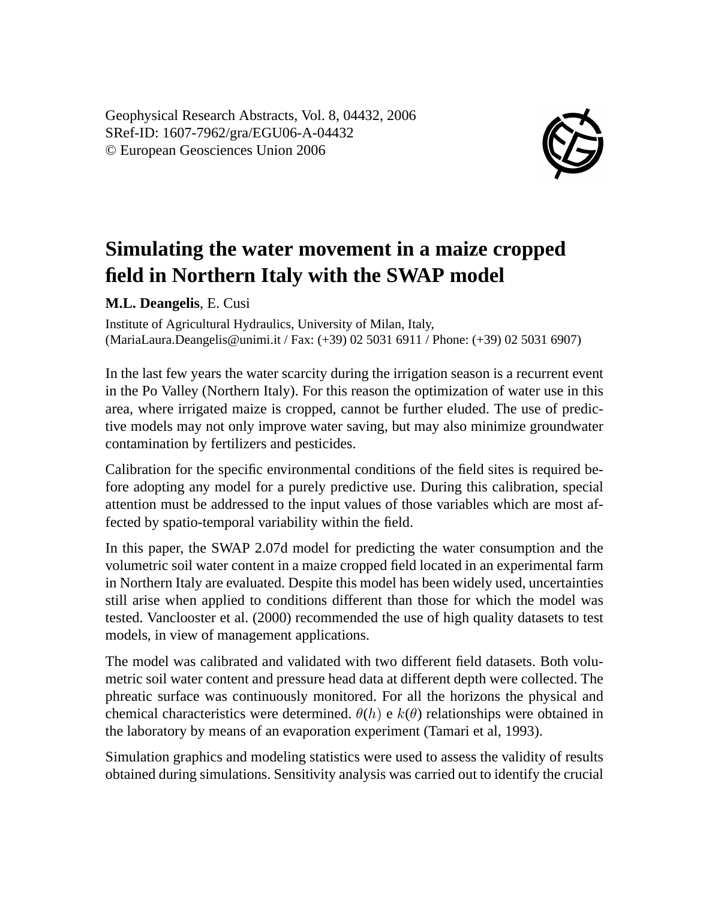Geophysical Research Abstracts, Vol. 8, 04432, 2006
SRef-ID: 1607-7962/gra/EGU06-A-04432
© European Geosciences Union 2006

# Simulating the water movement in a maize cropped field in Northern Italy with the SWAP model

**M.L. Deangelis**, E. Cusi

Institute of Agricultural Hydraulics, University of Milan, Italy,
(MariaLaura.Deangelis@unimi.it / Fax: (+39) 02 5031 6911 / Phone: (+39) 02 5031 6907)

In the last few years the water scarcity during the irrigation season is a recurrent event in the Po Valley (Northern Italy). For this reason the optimization of water use in this area, where irrigated maize is cropped, cannot be further eluded. The use of predictive models may not only improve water saving, but may also minimize groundwater contamination by fertilizers and pesticides.

Calibration for the specific environmental conditions of the field sites is required before adopting any model for a purely predictive use. During this calibration, special attention must be addressed to the input values of those variables which are most affected by spatio-temporal variability within the field.

In this paper, the SWAP 2.07d model for predicting the water consumption and the volumetric soil water content in a maize cropped field located in an experimental farm in Northern Italy are evaluated. Despite this model has been widely used, uncertainties still arise when applied to conditions different than those for which the model was tested. Vanclooster et al. (2000) recommended the use of high quality datasets to test models, in view of management applications.

The model was calibrated and validated with two different field datasets. Both volumetric soil water content and pressure head data at different depth were collected. The phreatic surface was continuously monitored. For all the horizons the physical and chemical characteristics were determined. $\theta(h)$ e $k(\theta)$ relationships were obtained in the laboratory by means of an evaporation experiment (Tamari et al, 1993).

Simulation graphics and modeling statistics were used to assess the validity of results obtained during simulations. Sensitivity analysis was carried out to identify the crucial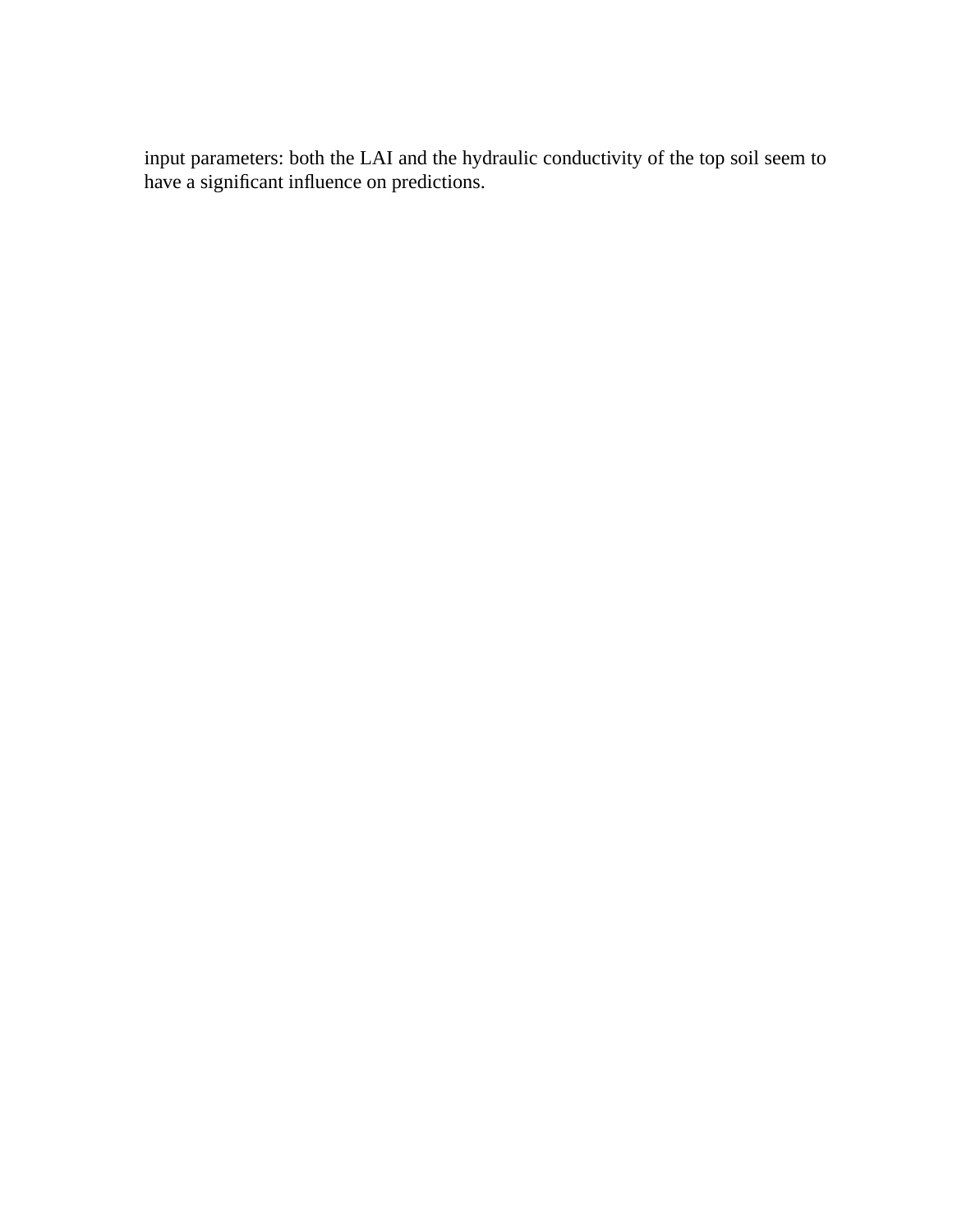input parameters: both the LAI and the hydraulic conductivity of the top soil seem to have a significant influence on predictions.